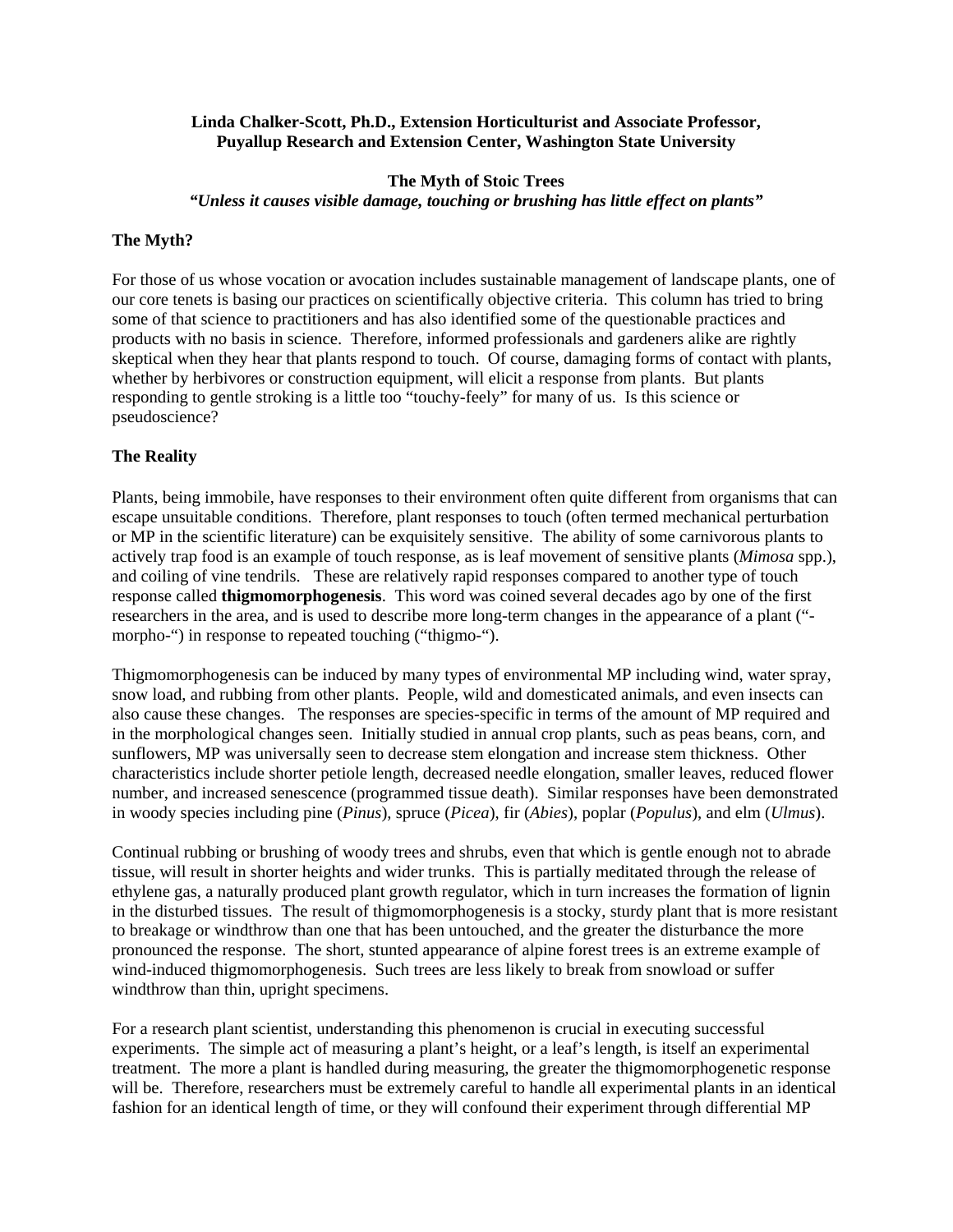**Linda Chalker-Scott, Ph.D., Extension Horticulturist and Associate Professor, Puyallup Research and Extension Center, Washington State University**

**The Myth of Stoic Trees**

***"Unless it causes visible damage, touching or brushing has little effect on plants"***

## The Myth?

For those of us whose vocation or avocation includes sustainable management of landscape plants, one of our core tenets is basing our practices on scientifically objective criteria. This column has tried to bring some of that science to practitioners and has also identified some of the questionable practices and products with no basis in science. Therefore, informed professionals and gardeners alike are rightly skeptical when they hear that plants respond to touch. Of course, damaging forms of contact with plants, whether by herbivores or construction equipment, will elicit a response from plants. But plants responding to gentle stroking is a little too "touchy-feely" for many of us. Is this science or pseudoscience?

## The Reality

Plants, being immobile, have responses to their environment often quite different from organisms that can escape unsuitable conditions. Therefore, plant responses to touch (often termed mechanical perturbation or MP in the scientific literature) can be exquisitely sensitive. The ability of some carnivorous plants to actively trap food is an example of touch response, as is leaf movement of sensitive plants (*Mimosa* spp.), and coiling of vine tendrils. These are relatively rapid responses compared to another type of touch response called **thigmomorphogenesis**. This word was coined several decades ago by one of the first researchers in the area, and is used to describe more long-term changes in the appearance of a plant ("-morpho-") in response to repeated touching ("thigmo-").

Thigmomorphogenesis can be induced by many types of environmental MP including wind, water spray, snow load, and rubbing from other plants. People, wild and domesticated animals, and even insects can also cause these changes. The responses are species-specific in terms of the amount of MP required and in the morphological changes seen. Initially studied in annual crop plants, such as peas beans, corn, and sunflowers, MP was universally seen to decrease stem elongation and increase stem thickness. Other characteristics include shorter petiole length, decreased needle elongation, smaller leaves, reduced flower number, and increased senescence (programmed tissue death). Similar responses have been demonstrated in woody species including pine (*Pinus*), spruce (*Picea*), fir (*Abies*), poplar (*Populus*), and elm (*Ulmus*).

Continual rubbing or brushing of woody trees and shrubs, even that which is gentle enough not to abrade tissue, will result in shorter heights and wider trunks. This is partially meditated through the release of ethylene gas, a naturally produced plant growth regulator, which in turn increases the formation of lignin in the disturbed tissues. The result of thigmomorphogenesis is a stocky, sturdy plant that is more resistant to breakage or windthrow than one that has been untouched, and the greater the disturbance the more pronounced the response. The short, stunted appearance of alpine forest trees is an extreme example of wind-induced thigmomorphogenesis. Such trees are less likely to break from snowload or suffer windthrow than thin, upright specimens.

For a research plant scientist, understanding this phenomenon is crucial in executing successful experiments. The simple act of measuring a plant's height, or a leaf's length, is itself an experimental treatment. The more a plant is handled during measuring, the greater the thigmomorphogenetic response will be. Therefore, researchers must be extremely careful to handle all experimental plants in an identical fashion for an identical length of time, or they will confound their experiment through differential MP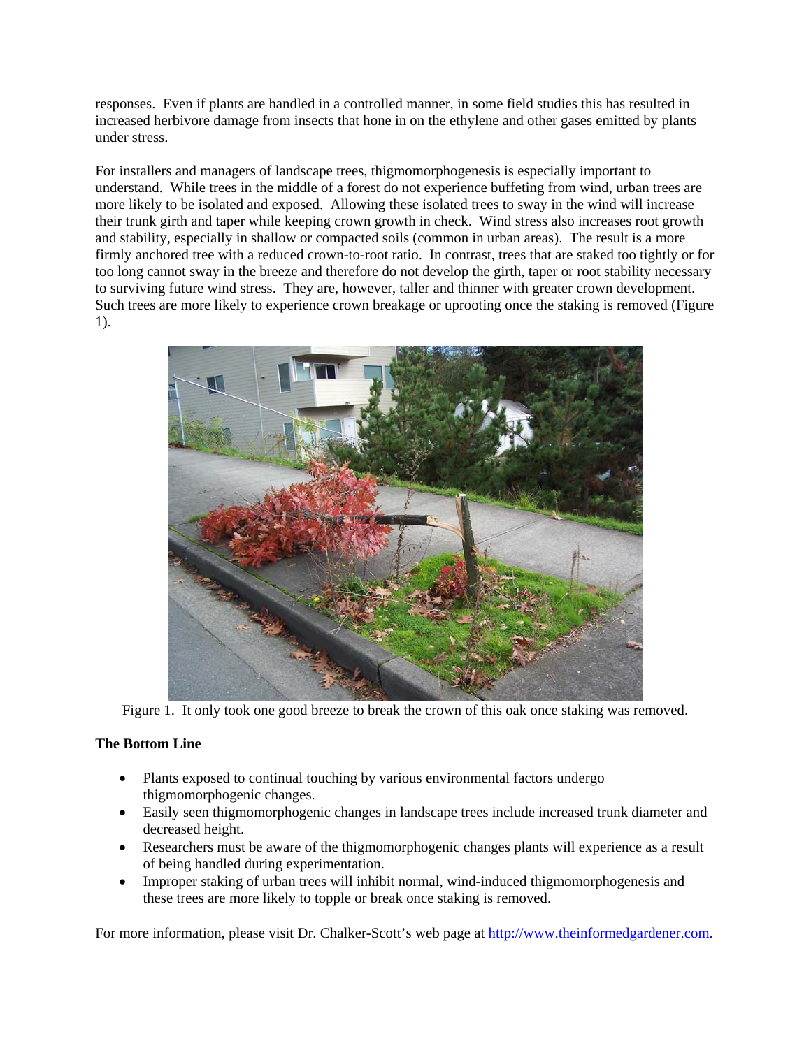responses. Even if plants are handled in a controlled manner, in some field studies this has resulted in increased herbivore damage from insects that hone in on the ethylene and other gases emitted by plants under stress.

For installers and managers of landscape trees, thigmomorphogenesis is especially important to understand. While trees in the middle of a forest do not experience buffeting from wind, urban trees are more likely to be isolated and exposed. Allowing these isolated trees to sway in the wind will increase their trunk girth and taper while keeping crown growth in check. Wind stress also increases root growth and stability, especially in shallow or compacted soils (common in urban areas). The result is a more firmly anchored tree with a reduced crown-to-root ratio. In contrast, trees that are staked too tightly or for too long cannot sway in the breeze and therefore do not develop the girth, taper or root stability necessary to surviving future wind stress. They are, however, taller and thinner with greater crown development. Such trees are more likely to experience crown breakage or uprooting once the staking is removed (Figure 1).

Figure 1. It only took one good breeze to break the crown of this oak once staking was removed.

**The Bottom Line**

- Plants exposed to continual touching by various environmental factors undergo thigmomorphogenic changes.
- Easily seen thigmomorphogenic changes in landscape trees include increased trunk diameter and decreased height.
- Researchers must be aware of the thigmomorphogenic changes plants will experience as a result of being handled during experimentation.
- Improper staking of urban trees will inhibit normal, wind-induced thigmomorphogenesis and these trees are more likely to topple or break once staking is removed.

For more information, please visit Dr. Chalker-Scott's web page at http://www.theinformedgardener.com.